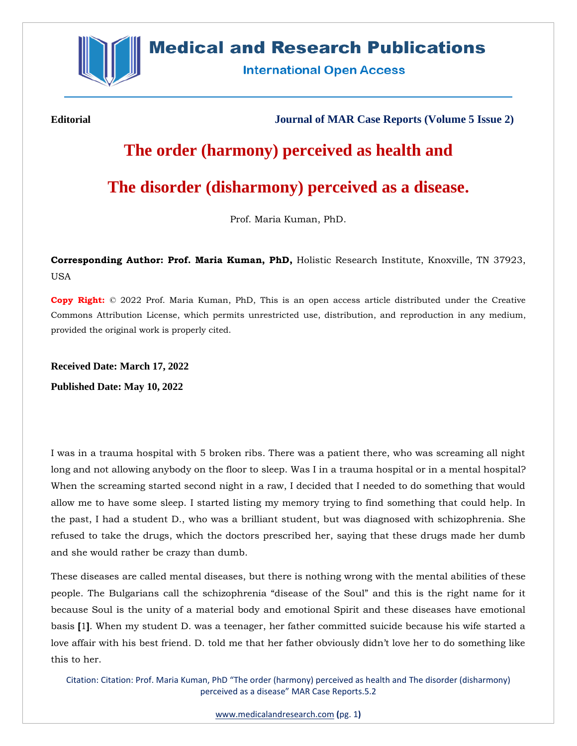**Editorial** **Journal of MAR Case Reports (Volume 5 Issue 2)**

# The order (harmony) perceived as health and The disorder (disharmony) perceived as a disease.

Prof. Maria Kuman, PhD.

**Corresponding Author: Prof. Maria Kuman, PhD,** Holistic Research Institute, Knoxville, TN 37923, USA

**Copy Right:** © 2022 Prof. Maria Kuman, PhD, This is an open access article distributed under the Creative Commons Attribution License, which permits unrestricted use, distribution, and reproduction in any medium, provided the original work is properly cited.

**Received Date: March 17, 2022**

**Published Date: May 10, 2022**

I was in a trauma hospital with 5 broken ribs. There was a patient there, who was screaming all night long and not allowing anybody on the floor to sleep. Was I in a trauma hospital or in a mental hospital? When the screaming started second night in a raw, I decided that I needed to do something that would allow me to have some sleep. I started listing my memory trying to find something that could help. In the past, I had a student D., who was a brilliant student, but was diagnosed with schizophrenia. She refused to take the drugs, which the doctors prescribed her, saying that these drugs made her dumb and she would rather be crazy than dumb.

These diseases are called mental diseases, but there is nothing wrong with the mental abilities of these people. The Bulgarians call the schizophrenia "disease of the Soul" and this is the right name for it because Soul is the unity of a material body and emotional Spirit and these diseases have emotional basis [1]. When my student D. was a teenager, her father committed suicide because his wife started a love affair with his best friend. D. told me that her father obviously didn't love her to do something like this to her.

Citation: Citation: Prof. Maria Kuman, PhD "The order (harmony) perceived as health and The disorder (disharmony) perceived as a disease" MAR Case Reports.5.2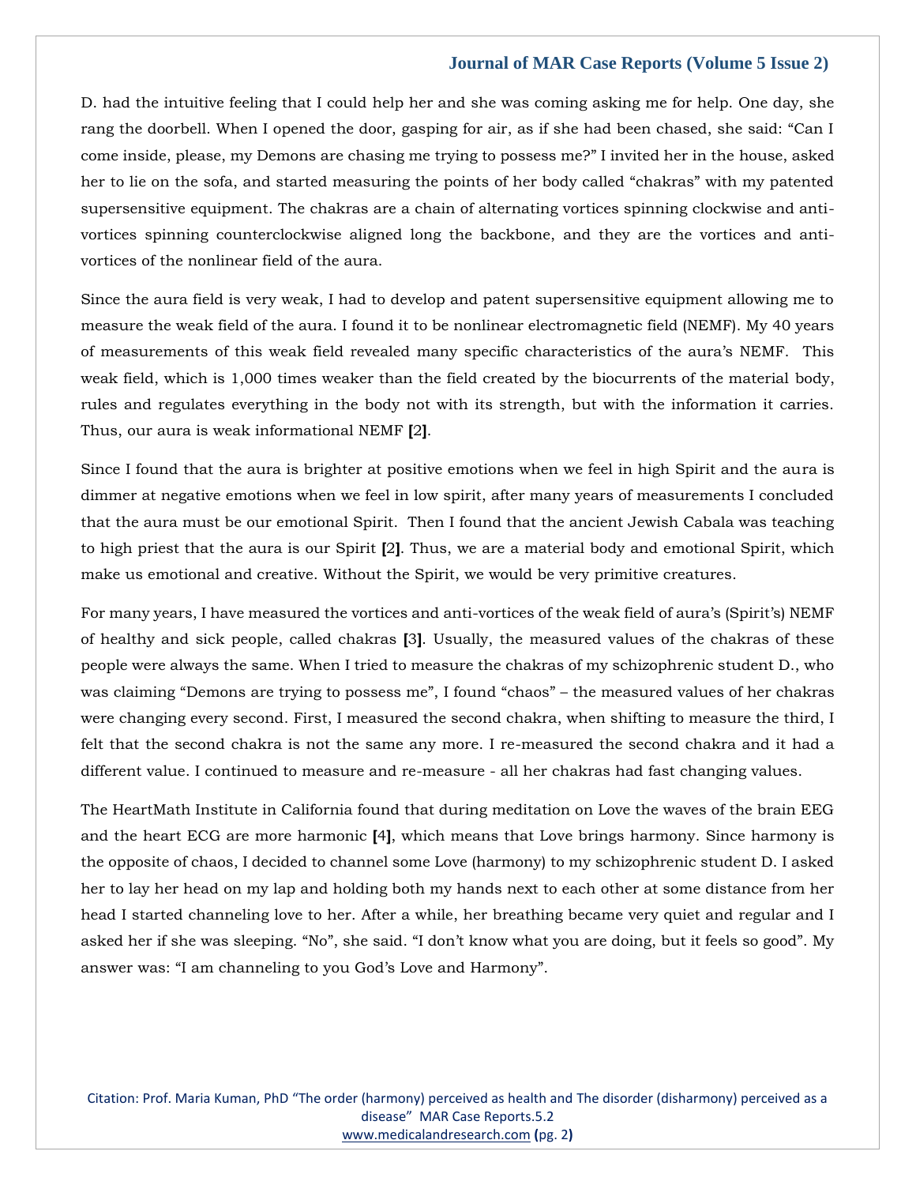D. had the intuitive feeling that I could help her and she was coming asking me for help. One day, she rang the doorbell. When I opened the door, gasping for air, as if she had been chased, she said: "Can I come inside, please, my Demons are chasing me trying to possess me?" I invited her in the house, asked her to lie on the sofa, and started measuring the points of her body called "chakras" with my patented supersensitive equipment. The chakras are a chain of alternating vortices spinning clockwise and anti-vortices spinning counterclockwise aligned long the backbone, and they are the vortices and anti-vortices of the nonlinear field of the aura.

Since the aura field is very weak, I had to develop and patent supersensitive equipment allowing me to measure the weak field of the aura. I found it to be nonlinear electromagnetic field (NEMF). My 40 years of measurements of this weak field revealed many specific characteristics of the aura's NEMF. This weak field, which is 1,000 times weaker than the field created by the biocurrents of the material body, rules and regulates everything in the body not with its strength, but with the information it carries. Thus, our aura is weak informational NEMF [2].

Since I found that the aura is brighter at positive emotions when we feel in high Spirit and the aura is dimmer at negative emotions when we feel in low spirit, after many years of measurements I concluded that the aura must be our emotional Spirit. Then I found that the ancient Jewish Cabala was teaching to high priest that the aura is our Spirit [2]. Thus, we are a material body and emotional Spirit, which make us emotional and creative. Without the Spirit, we would be very primitive creatures.

For many years, I have measured the vortices and anti-vortices of the weak field of aura's (Spirit's) NEMF of healthy and sick people, called chakras [3]. Usually, the measured values of the chakras of these people were always the same. When I tried to measure the chakras of my schizophrenic student D., who was claiming "Demons are trying to possess me", I found "chaos" – the measured values of her chakras were changing every second. First, I measured the second chakra, when shifting to measure the third, I felt that the second chakra is not the same any more. I re-measured the second chakra and it had a different value. I continued to measure and re-measure - all her chakras had fast changing values.

The HeartMath Institute in California found that during meditation on Love the waves of the brain EEG and the heart ECG are more harmonic [4], which means that Love brings harmony. Since harmony is the opposite of chaos, I decided to channel some Love (harmony) to my schizophrenic student D. I asked her to lay her head on my lap and holding both my hands next to each other at some distance from her head I started channeling love to her. After a while, her breathing became very quiet and regular and I asked her if she was sleeping. "No", she said. "I don't know what you are doing, but it feels so good". My answer was: "I am channeling to you God's Love and Harmony".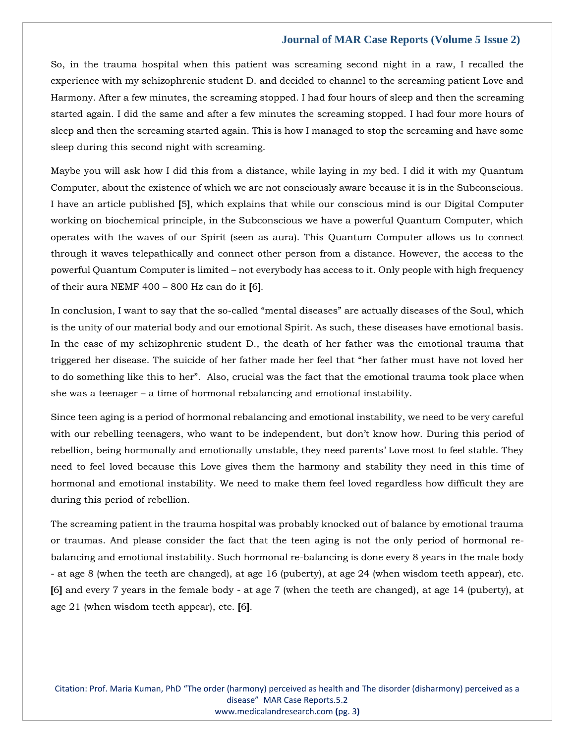So, in the trauma hospital when this patient was screaming second night in a raw, I recalled the experience with my schizophrenic student D. and decided to channel to the screaming patient Love and Harmony. After a few minutes, the screaming stopped. I had four hours of sleep and then the screaming started again. I did the same and after a few minutes the screaming stopped. I had four more hours of sleep and then the screaming started again. This is how I managed to stop the screaming and have some sleep during this second night with screaming.

Maybe you will ask how I did this from a distance, while laying in my bed. I did it with my Quantum Computer, about the existence of which we are not consciously aware because it is in the Subconscious. I have an article published [5], which explains that while our conscious mind is our Digital Computer working on biochemical principle, in the Subconscious we have a powerful Quantum Computer, which operates with the waves of our Spirit (seen as aura). This Quantum Computer allows us to connect through it waves telepathically and connect other person from a distance. However, the access to the powerful Quantum Computer is limited – not everybody has access to it. Only people with high frequency of their aura NEMF 400 – 800 Hz can do it [6].

In conclusion, I want to say that the so-called "mental diseases" are actually diseases of the Soul, which is the unity of our material body and our emotional Spirit. As such, these diseases have emotional basis. In the case of my schizophrenic student D., the death of her father was the emotional trauma that triggered her disease. The suicide of her father made her feel that "her father must have not loved her to do something like this to her". Also, crucial was the fact that the emotional trauma took place when she was a teenager – a time of hormonal rebalancing and emotional instability.

Since teen aging is a period of hormonal rebalancing and emotional instability, we need to be very careful with our rebelling teenagers, who want to be independent, but don't know how. During this period of rebellion, being hormonally and emotionally unstable, they need parents' Love most to feel stable. They need to feel loved because this Love gives them the harmony and stability they need in this time of hormonal and emotional instability. We need to make them feel loved regardless how difficult they are during this period of rebellion.

The screaming patient in the trauma hospital was probably knocked out of balance by emotional trauma or traumas. And please consider the fact that the teen aging is not the only period of hormonal re-balancing and emotional instability. Such hormonal re-balancing is done every 8 years in the male body - at age 8 (when the teeth are changed), at age 16 (puberty), at age 24 (when wisdom teeth appear), etc. [6] and every 7 years in the female body - at age 7 (when the teeth are changed), at age 14 (puberty), at age 21 (when wisdom teeth appear), etc. [6].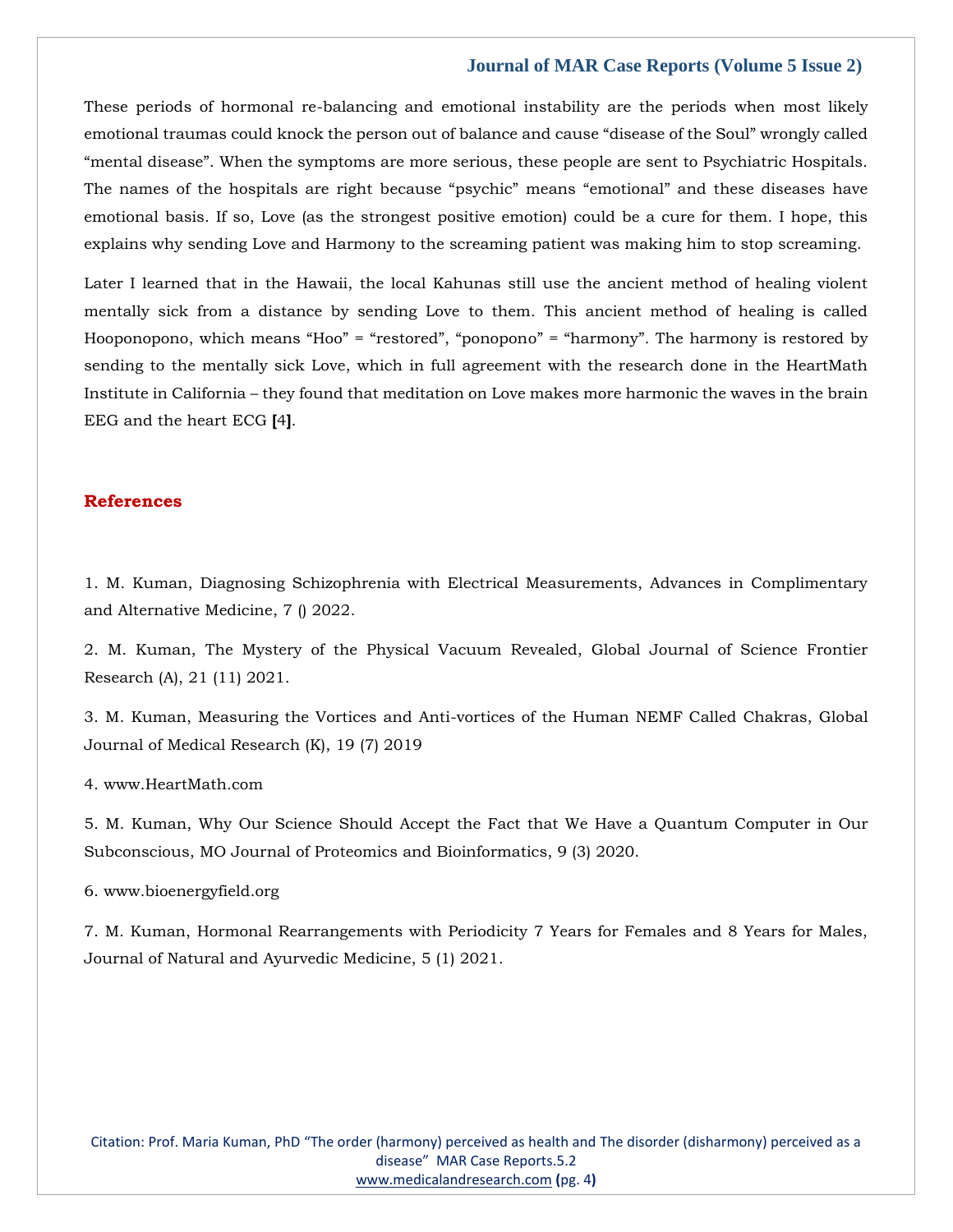These periods of hormonal re-balancing and emotional instability are the periods when most likely emotional traumas could knock the person out of balance and cause "disease of the Soul" wrongly called "mental disease". When the symptoms are more serious, these people are sent to Psychiatric Hospitals. The names of the hospitals are right because "psychic" means "emotional" and these diseases have emotional basis. If so, Love (as the strongest positive emotion) could be a cure for them. I hope, this explains why sending Love and Harmony to the screaming patient was making him to stop screaming.

Later I learned that in the Hawaii, the local Kahunas still use the ancient method of healing violent mentally sick from a distance by sending Love to them. This ancient method of healing is called Hooponopono, which means "Hoo" = "restored", "ponopono" = "harmony". The harmony is restored by sending to the mentally sick Love, which in full agreement with the research done in the HeartMath Institute in California – they found that meditation on Love makes more harmonic the waves in the brain EEG and the heart ECG **[**4**]**.

## References

1. M. Kuman, Diagnosing Schizophrenia with Electrical Measurements, Advances in Complimentary and Alternative Medicine, 7 () 2022.

2. M. Kuman, The Mystery of the Physical Vacuum Revealed, Global Journal of Science Frontier Research (A), 21 (11) 2021.

3. M. Kuman, Measuring the Vortices and Anti-vortices of the Human NEMF Called Chakras, Global Journal of Medical Research (K), 19 (7) 2019

4. www.HeartMath.com

5. M. Kuman, Why Our Science Should Accept the Fact that We Have a Quantum Computer in Our Subconscious, MO Journal of Proteomics and Bioinformatics, 9 (3) 2020.

6. www.bioenergyfield.org

7. M. Kuman, Hormonal Rearrangements with Periodicity 7 Years for Females and 8 Years for Males, Journal of Natural and Ayurvedic Medicine, 5 (1) 2021.